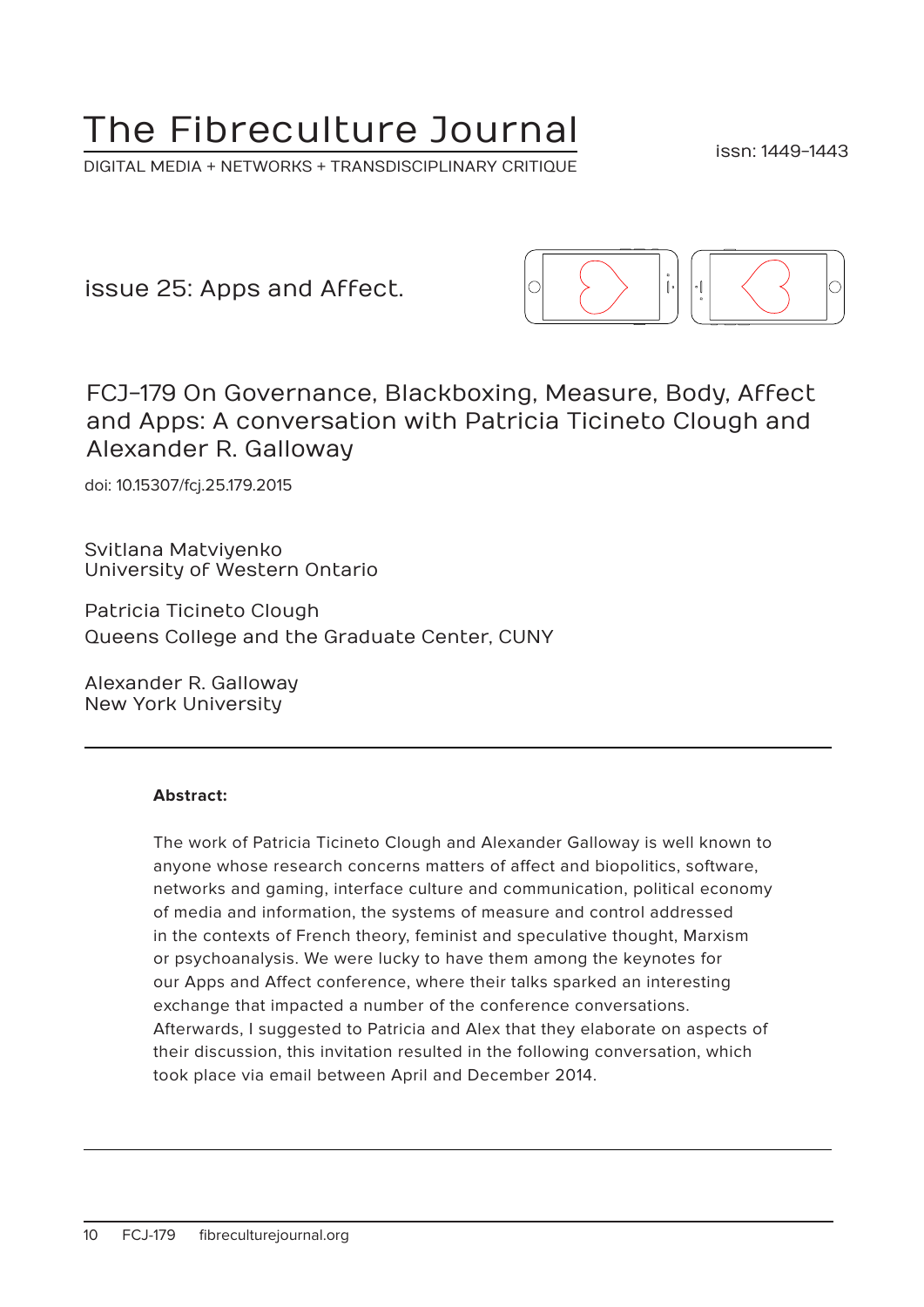# The Fibreculture Journal

DIGITAL MEDIA + NETWORKS + TRANSDISCIPLINARY CRITIQUE

issn: 1449-1443

issue 25: Apps and Affect.

## FCJ-179 On Governance, Blackboxing, Measure, Body, Affect and Apps: A conversation with Patricia Ticineto Clough and Alexander R. Galloway

doi: 10.15307/fcj.25.179.2015

Svitlana Matviyenko
University of Western Ontario

Patricia Ticineto Clough
Queens College and the Graduate Center, CUNY

Alexander R. Galloway
New York University

---

**Abstract:**

The work of Patricia Ticineto Clough and Alexander Galloway is well known to anyone whose research concerns matters of affect and biopolitics, software, networks and gaming, interface culture and communication, political economy of media and information, the systems of measure and control addressed in the contexts of French theory, feminist and speculative thought, Marxism or psychoanalysis. We were lucky to have them among the keynotes for our Apps and Affect conference, where their talks sparked an interesting exchange that impacted a number of the conference conversations. Afterwards, I suggested to Patricia and Alex that they elaborate on aspects of their discussion, this invitation resulted in the following conversation, which took place via email between April and December 2014.

---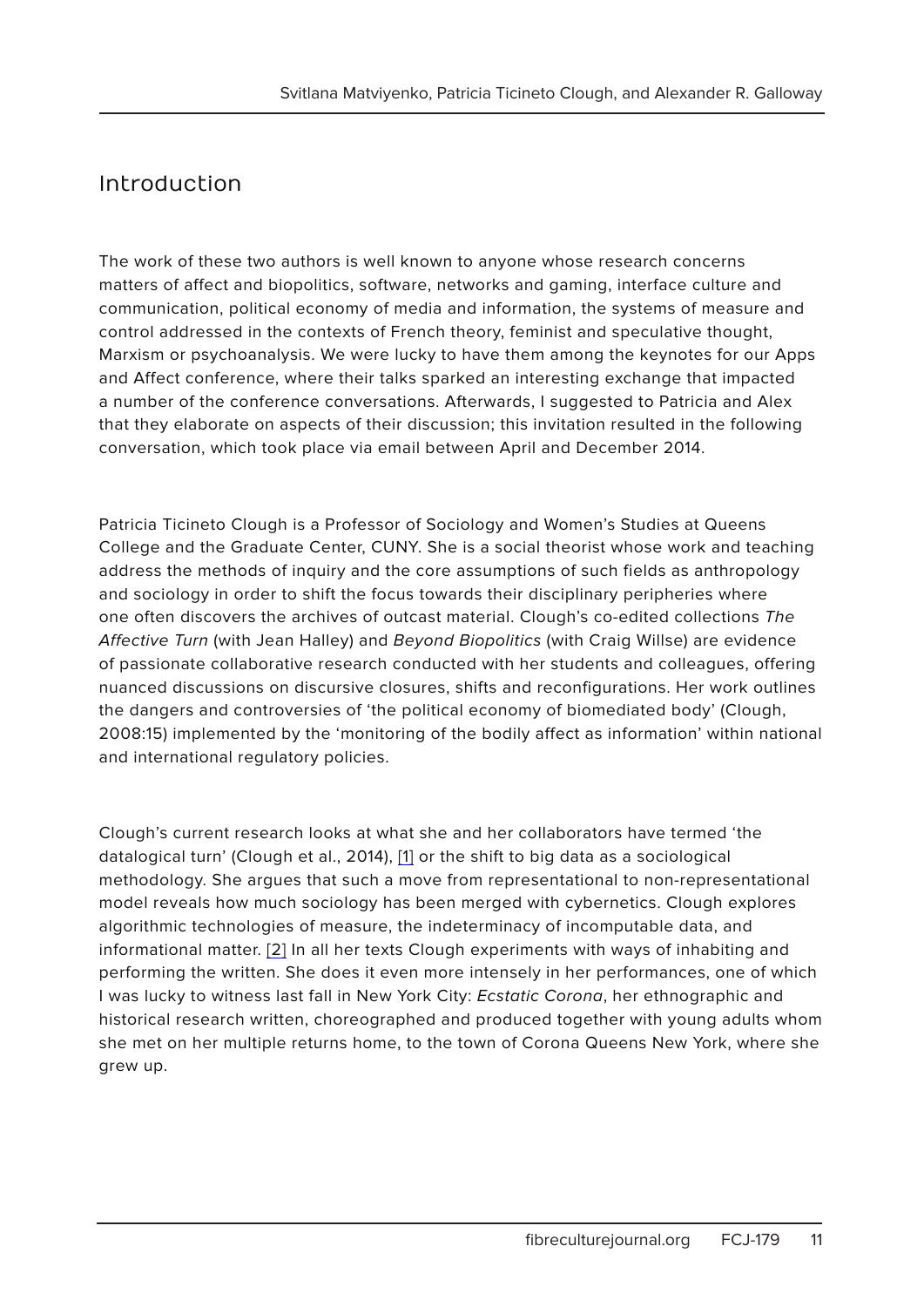## Introduction

The work of these two authors is well known to anyone whose research concerns matters of affect and biopolitics, software, networks and gaming, interface culture and communication, political economy of media and information, the systems of measure and control addressed in the contexts of French theory, feminist and speculative thought, Marxism or psychoanalysis. We were lucky to have them among the keynotes for our Apps and Affect conference, where their talks sparked an interesting exchange that impacted a number of the conference conversations. Afterwards, I suggested to Patricia and Alex that they elaborate on aspects of their discussion; this invitation resulted in the following conversation, which took place via email between April and December 2014.

Patricia Ticineto Clough is a Professor of Sociology and Women's Studies at Queens College and the Graduate Center, CUNY. She is a social theorist whose work and teaching address the methods of inquiry and the core assumptions of such fields as anthropology and sociology in order to shift the focus towards their disciplinary peripheries where one often discovers the archives of outcast material. Clough's co-edited collections *The Affective Turn* (with Jean Halley) and *Beyond Biopolitics* (with Craig Willse) are evidence of passionate collaborative research conducted with her students and colleagues, offering nuanced discussions on discursive closures, shifts and reconfigurations. Her work outlines the dangers and controversies of 'the political economy of biomediated body' (Clough, 2008:15) implemented by the 'monitoring of the bodily affect as information' within national and international regulatory policies.

Clough's current research looks at what she and her collaborators have termed 'the datalogical turn' (Clough et al., 2014), [1] or the shift to big data as a sociological methodology. She argues that such a move from representational to non-representational model reveals how much sociology has been merged with cybernetics. Clough explores algorithmic technologies of measure, the indeterminacy of incomputable data, and informational matter. [2] In all her texts Clough experiments with ways of inhabiting and performing the written. She does it even more intensely in her performances, one of which I was lucky to witness last fall in New York City: *Ecstatic Corona*, her ethnographic and historical research written, choreographed and produced together with young adults whom she met on her multiple returns home, to the town of Corona Queens New York, where she grew up.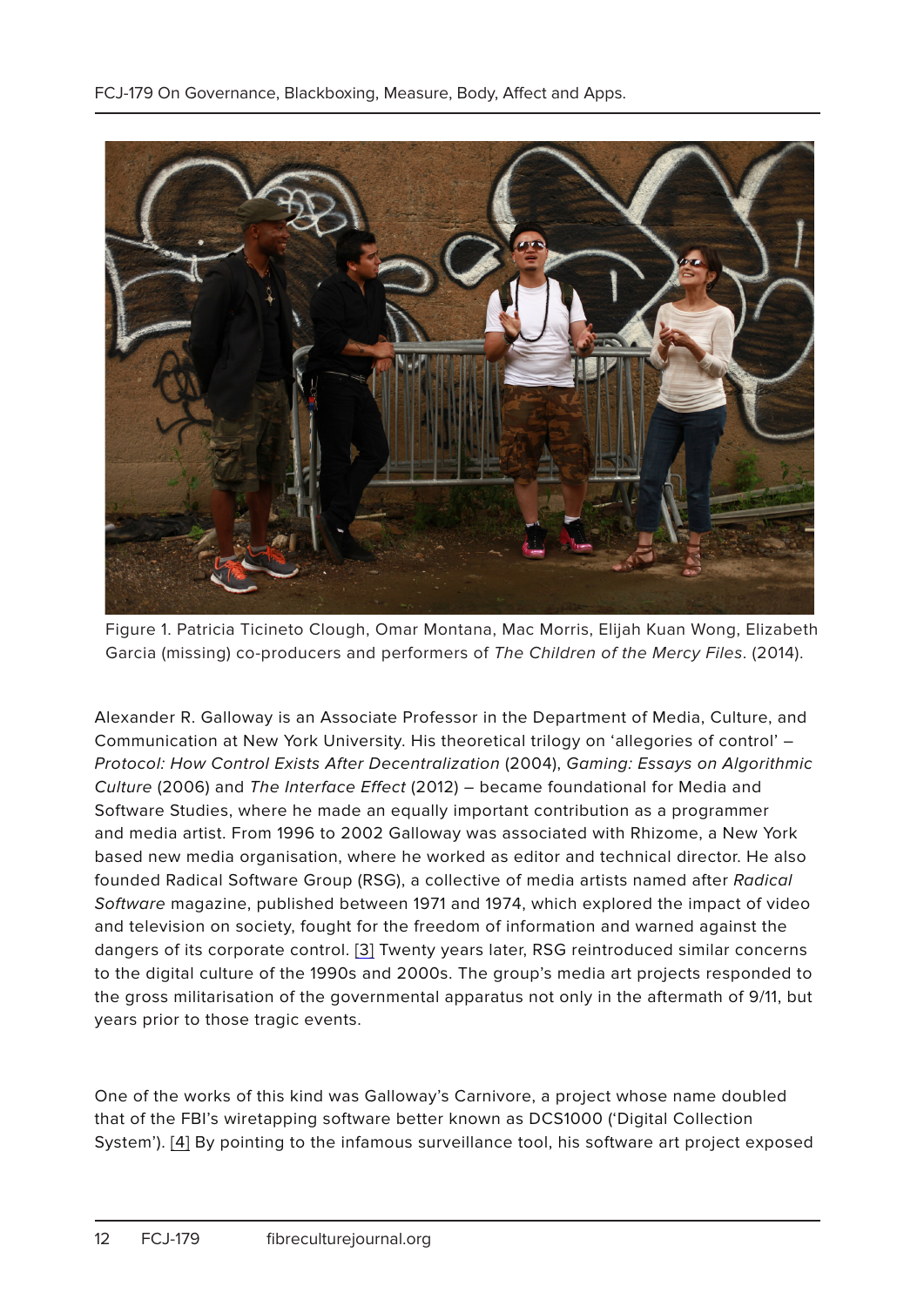Figure 1. Patricia Ticineto Clough, Omar Montana, Mac Morris, Elijah Kuan Wong, Elizabeth Garcia (missing) co-producers and performers of *The Children of the Mercy Files*. (2014).

Alexander R. Galloway is an Associate Professor in the Department of Media, Culture, and Communication at New York University. His theoretical trilogy on 'allegories of control' – *Protocol: How Control Exists After Decentralization* (2004), *Gaming: Essays on Algorithmic Culture* (2006) and *The Interface Effect* (2012) – became foundational for Media and Software Studies, where he made an equally important contribution as a programmer and media artist. From 1996 to 2002 Galloway was associated with Rhizome, a New York based new media organisation, where he worked as editor and technical director. He also founded Radical Software Group (RSG), a collective of media artists named after *Radical Software* magazine, published between 1971 and 1974, which explored the impact of video and television on society, fought for the freedom of information and warned against the dangers of its corporate control. [3] Twenty years later, RSG reintroduced similar concerns to the digital culture of the 1990s and 2000s. The group's media art projects responded to the gross militarisation of the governmental apparatus not only in the aftermath of 9/11, but years prior to those tragic events.

One of the works of this kind was Galloway's Carnivore, a project whose name doubled that of the FBI's wiretapping software better known as DCS1000 ('Digital Collection System'). [4] By pointing to the infamous surveillance tool, his software art project exposed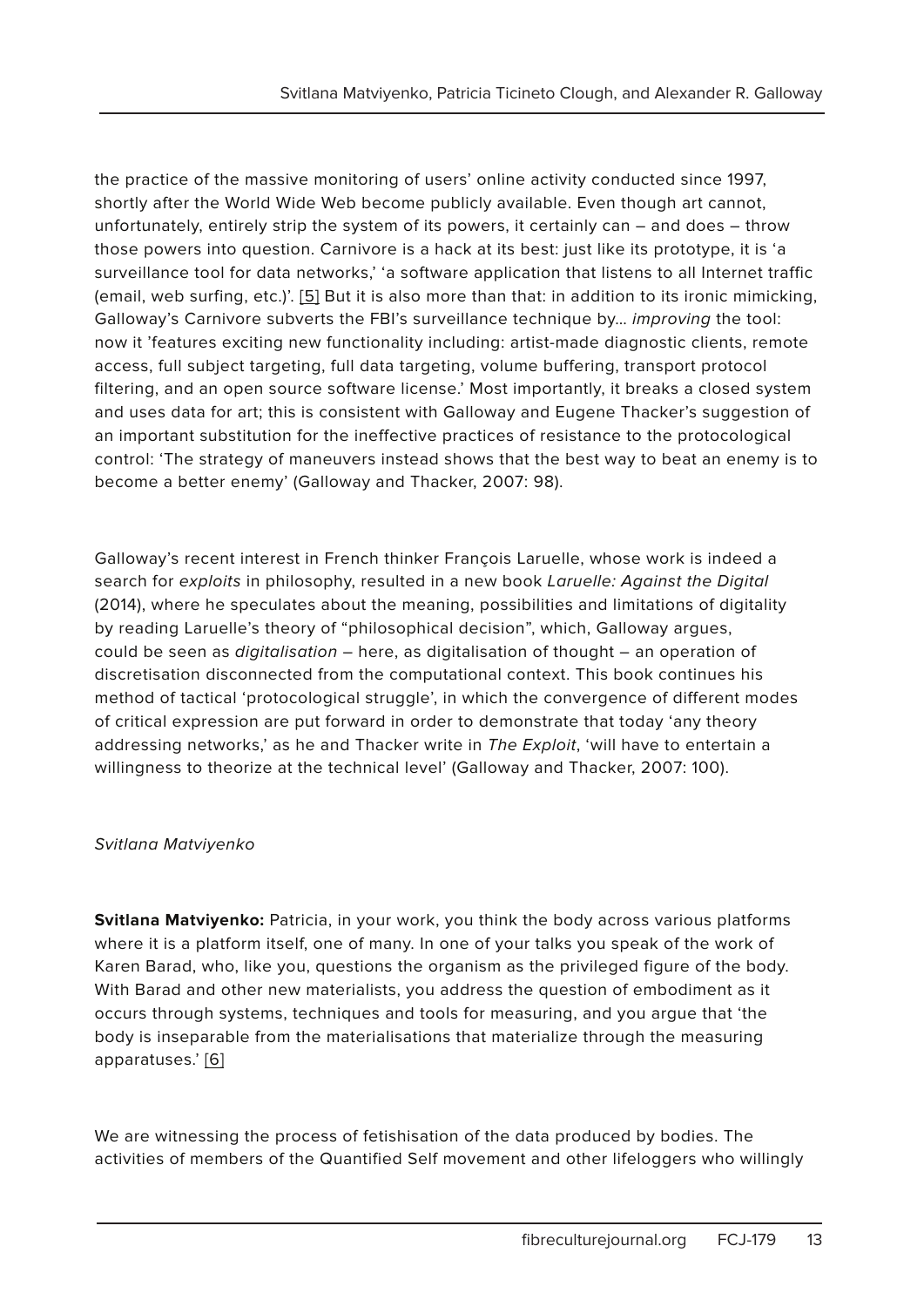the practice of the massive monitoring of users' online activity conducted since 1997, shortly after the World Wide Web become publicly available. Even though art cannot, unfortunately, entirely strip the system of its powers, it certainly can – and does – throw those powers into question. Carnivore is a hack at its best: just like its prototype, it is 'a surveillance tool for data networks,' 'a software application that listens to all Internet traffic (email, web surfing, etc.)'. [5] But it is also more than that: in addition to its ironic mimicking, Galloway's Carnivore subverts the FBI's surveillance technique by... *improving* the tool: now it 'features exciting new functionality including: artist-made diagnostic clients, remote access, full subject targeting, full data targeting, volume buffering, transport protocol filtering, and an open source software license.' Most importantly, it breaks a closed system and uses data for art; this is consistent with Galloway and Eugene Thacker's suggestion of an important substitution for the ineffective practices of resistance to the protocological control: 'The strategy of maneuvers instead shows that the best way to beat an enemy is to become a better enemy' (Galloway and Thacker, 2007: 98).

Galloway's recent interest in French thinker François Laruelle, whose work is indeed a search for *exploits* in philosophy, resulted in a new book *Laruelle: Against the Digital* (2014), where he speculates about the meaning, possibilities and limitations of digitality by reading Laruelle's theory of "philosophical decision", which, Galloway argues, could be seen as *digitalisation* – here, as digitalisation of thought – an operation of discretisation disconnected from the computational context. This book continues his method of tactical 'protocological struggle', in which the convergence of different modes of critical expression are put forward in order to demonstrate that today 'any theory addressing networks,' as he and Thacker write in *The Exploit*, 'will have to entertain a willingness to theorize at the technical level' (Galloway and Thacker, 2007: 100).

*Svitlana Matviyenko*

**Svitlana Matviyenko:** Patricia, in your work, you think the body across various platforms where it is a platform itself, one of many. In one of your talks you speak of the work of Karen Barad, who, like you, questions the organism as the privileged figure of the body. With Barad and other new materialists, you address the question of embodiment as it occurs through systems, techniques and tools for measuring, and you argue that 'the body is inseparable from the materialisations that materialize through the measuring apparatuses.' [6]

We are witnessing the process of fetishisation of the data produced by bodies. The activities of members of the Quantified Self movement and other lifeloggers who willingly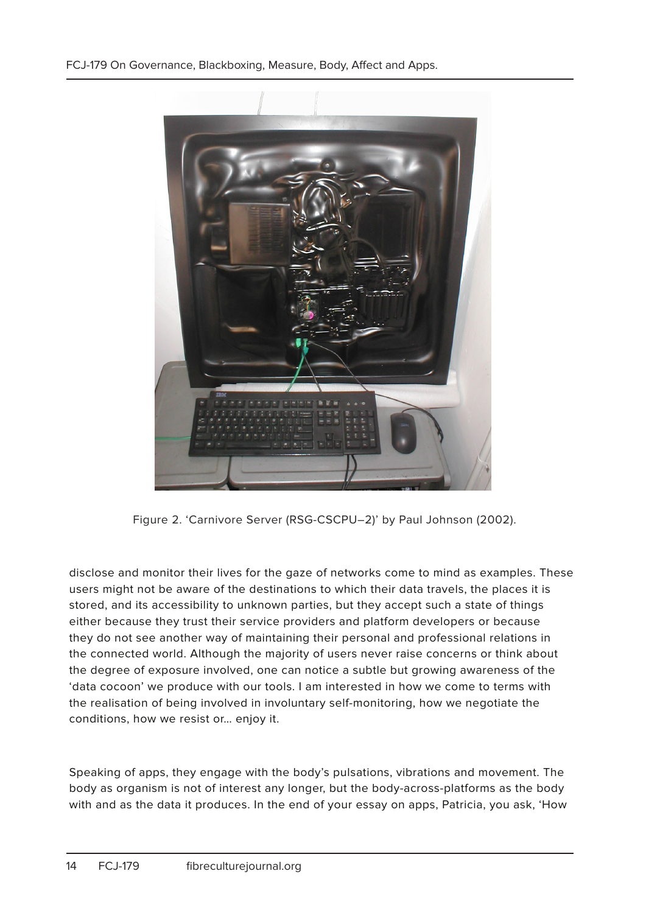Figure 2. 'Carnivore Server (RSG-CSCPU–2)' by Paul Johnson (2002).

disclose and monitor their lives for the gaze of networks come to mind as examples. These users might not be aware of the destinations to which their data travels, the places it is stored, and its accessibility to unknown parties, but they accept such a state of things either because they trust their service providers and platform developers or because they do not see another way of maintaining their personal and professional relations in the connected world. Although the majority of users never raise concerns or think about the degree of exposure involved, one can notice a subtle but growing awareness of the 'data cocoon' we produce with our tools. I am interested in how we come to terms with the realisation of being involved in involuntary self-monitoring, how we negotiate the conditions, how we resist or… enjoy it.

Speaking of apps, they engage with the body's pulsations, vibrations and movement. The body as organism is not of interest any longer, but the body-across-platforms as the body with and as the data it produces. In the end of your essay on apps, Patricia, you ask, 'How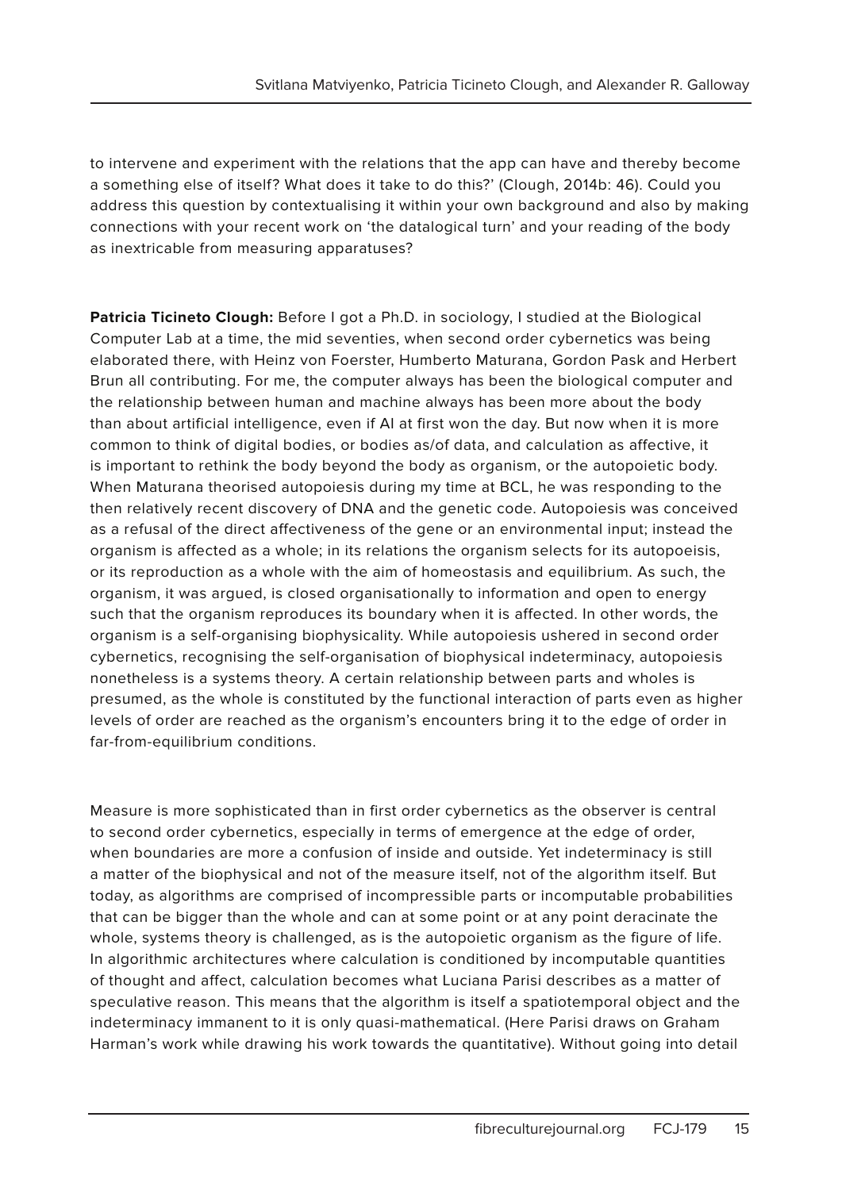to intervene and experiment with the relations that the app can have and thereby become a something else of itself? What does it take to do this?' (Clough, 2014b: 46). Could you address this question by contextualising it within your own background and also by making connections with your recent work on 'the datalogical turn' and your reading of the body as inextricable from measuring apparatuses?

**Patricia Ticineto Clough:** Before I got a Ph.D. in sociology, I studied at the Biological Computer Lab at a time, the mid seventies, when second order cybernetics was being elaborated there, with Heinz von Foerster, Humberto Maturana, Gordon Pask and Herbert Brun all contributing. For me, the computer always has been the biological computer and the relationship between human and machine always has been more about the body than about artificial intelligence, even if AI at first won the day. But now when it is more common to think of digital bodies, or bodies as/of data, and calculation as affective, it is important to rethink the body beyond the body as organism, or the autopoietic body. When Maturana theorised autopoiesis during my time at BCL, he was responding to the then relatively recent discovery of DNA and the genetic code. Autopoiesis was conceived as a refusal of the direct affectiveness of the gene or an environmental input; instead the organism is affected as a whole; in its relations the organism selects for its autopoeisis, or its reproduction as a whole with the aim of homeostasis and equilibrium. As such, the organism, it was argued, is closed organisationally to information and open to energy such that the organism reproduces its boundary when it is affected. In other words, the organism is a self-organising biophysicality. While autopoiesis ushered in second order cybernetics, recognising the self-organisation of biophysical indeterminacy, autopoiesis nonetheless is a systems theory. A certain relationship between parts and wholes is presumed, as the whole is constituted by the functional interaction of parts even as higher levels of order are reached as the organism's encounters bring it to the edge of order in far-from-equilibrium conditions.

Measure is more sophisticated than in first order cybernetics as the observer is central to second order cybernetics, especially in terms of emergence at the edge of order, when boundaries are more a confusion of inside and outside. Yet indeterminacy is still a matter of the biophysical and not of the measure itself, not of the algorithm itself. But today, as algorithms are comprised of incompressible parts or incomputable probabilities that can be bigger than the whole and can at some point or at any point deracinate the whole, systems theory is challenged, as is the autopoietic organism as the figure of life. In algorithmic architectures where calculation is conditioned by incomputable quantities of thought and affect, calculation becomes what Luciana Parisi describes as a matter of speculative reason. This means that the algorithm is itself a spatiotemporal object and the indeterminacy immanent to it is only quasi-mathematical. (Here Parisi draws on Graham Harman's work while drawing his work towards the quantitative). Without going into detail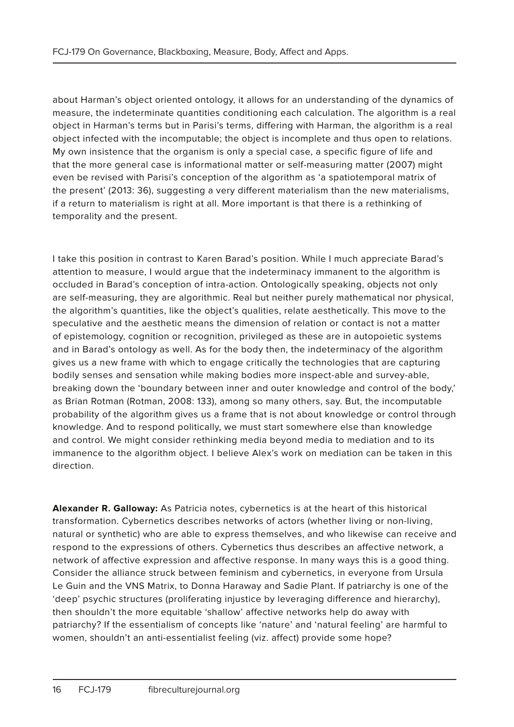about Harman's object oriented ontology, it allows for an understanding of the dynamics of measure, the indeterminate quantities conditioning each calculation. The algorithm is a real object in Harman's terms but in Parisi's terms, differing with Harman, the algorithm is a real object infected with the incomputable; the object is incomplete and thus open to relations. My own insistence that the organism is only a special case, a specific figure of life and that the more general case is informational matter or self-measuring matter (2007) might even be revised with Parisi's conception of the algorithm as 'a spatiotemporal matrix of the present' (2013: 36), suggesting a very different materialism than the new materialisms, if a return to materialism is right at all. More important is that there is a rethinking of temporality and the present.

I take this position in contrast to Karen Barad's position. While I much appreciate Barad's attention to measure, I would argue that the indeterminacy immanent to the algorithm is occluded in Barad's conception of intra-action. Ontologically speaking, objects not only are self-measuring, they are algorithmic. Real but neither purely mathematical nor physical, the algorithm's quantities, like the object's qualities, relate aesthetically. This move to the speculative and the aesthetic means the dimension of relation or contact is not a matter of epistemology, cognition or recognition, privileged as these are in autopoietic systems and in Barad's ontology as well. As for the body then, the indeterminacy of the algorithm gives us a new frame with which to engage critically the technologies that are capturing bodily senses and sensation while making bodies more inspect-able and survey-able, breaking down the 'boundary between inner and outer knowledge and control of the body,' as Brian Rotman (Rotman, 2008: 133), among so many others, say. But, the incomputable probability of the algorithm gives us a frame that is not about knowledge or control through knowledge. And to respond politically, we must start somewhere else than knowledge and control. We might consider rethinking media beyond media to mediation and to its immanence to the algorithm object. I believe Alex's work on mediation can be taken in this direction.

**Alexander R. Galloway:** As Patricia notes, cybernetics is at the heart of this historical transformation. Cybernetics describes networks of actors (whether living or non-living, natural or synthetic) who are able to express themselves, and who likewise can receive and respond to the expressions of others. Cybernetics thus describes an affective network, a network of affective expression and affective response. In many ways this is a good thing. Consider the alliance struck between feminism and cybernetics, in everyone from Ursula Le Guin and the VNS Matrix, to Donna Haraway and Sadie Plant. If patriarchy is one of the 'deep' psychic structures (proliferating injustice by leveraging difference and hierarchy), then shouldn't the more equitable 'shallow' affective networks help do away with patriarchy? If the essentialism of concepts like 'nature' and 'natural feeling' are harmful to women, shouldn't an anti-essentialist feeling (viz. affect) provide some hope?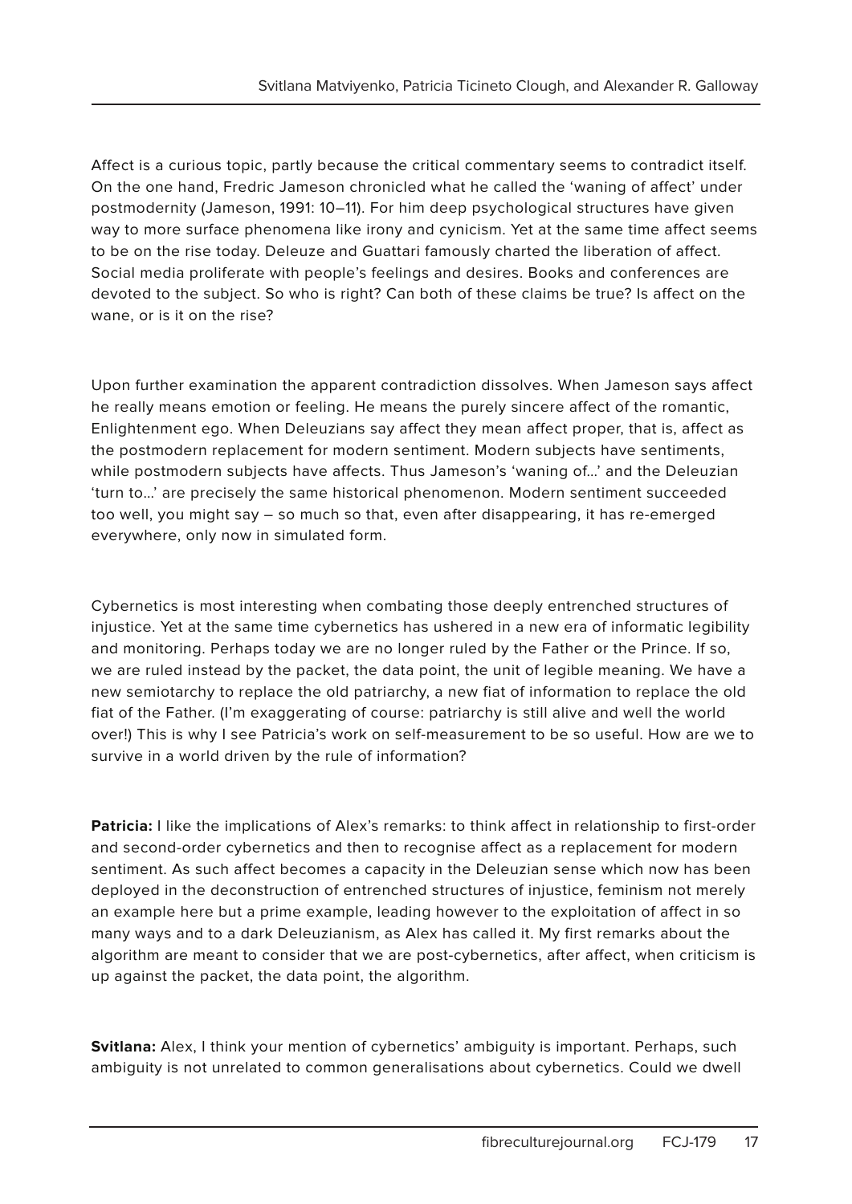Affect is a curious topic, partly because the critical commentary seems to contradict itself. On the one hand, Fredric Jameson chronicled what he called the 'waning of affect' under postmodernity (Jameson, 1991: 10–11). For him deep psychological structures have given way to more surface phenomena like irony and cynicism. Yet at the same time affect seems to be on the rise today. Deleuze and Guattari famously charted the liberation of affect. Social media proliferate with people's feelings and desires. Books and conferences are devoted to the subject. So who is right? Can both of these claims be true? Is affect on the wane, or is it on the rise?

Upon further examination the apparent contradiction dissolves. When Jameson says affect he really means emotion or feeling. He means the purely sincere affect of the romantic, Enlightenment ego. When Deleuzians say affect they mean affect proper, that is, affect as the postmodern replacement for modern sentiment. Modern subjects have sentiments, while postmodern subjects have affects. Thus Jameson's 'waning of…' and the Deleuzian 'turn to…' are precisely the same historical phenomenon. Modern sentiment succeeded too well, you might say – so much so that, even after disappearing, it has re-emerged everywhere, only now in simulated form.

Cybernetics is most interesting when combating those deeply entrenched structures of injustice. Yet at the same time cybernetics has ushered in a new era of informatic legibility and monitoring. Perhaps today we are no longer ruled by the Father or the Prince. If so, we are ruled instead by the packet, the data point, the unit of legible meaning. We have a new semiotarchy to replace the old patriarchy, a new fiat of information to replace the old fiat of the Father. (I'm exaggerating of course: patriarchy is still alive and well the world over!) This is why I see Patricia's work on self-measurement to be so useful. How are we to survive in a world driven by the rule of information?

**Patricia:** I like the implications of Alex's remarks: to think affect in relationship to first-order and second-order cybernetics and then to recognise affect as a replacement for modern sentiment. As such affect becomes a capacity in the Deleuzian sense which now has been deployed in the deconstruction of entrenched structures of injustice, feminism not merely an example here but a prime example, leading however to the exploitation of affect in so many ways and to a dark Deleuzianism, as Alex has called it. My first remarks about the algorithm are meant to consider that we are post-cybernetics, after affect, when criticism is up against the packet, the data point, the algorithm.

**Svitlana:** Alex, I think your mention of cybernetics' ambiguity is important. Perhaps, such ambiguity is not unrelated to common generalisations about cybernetics. Could we dwell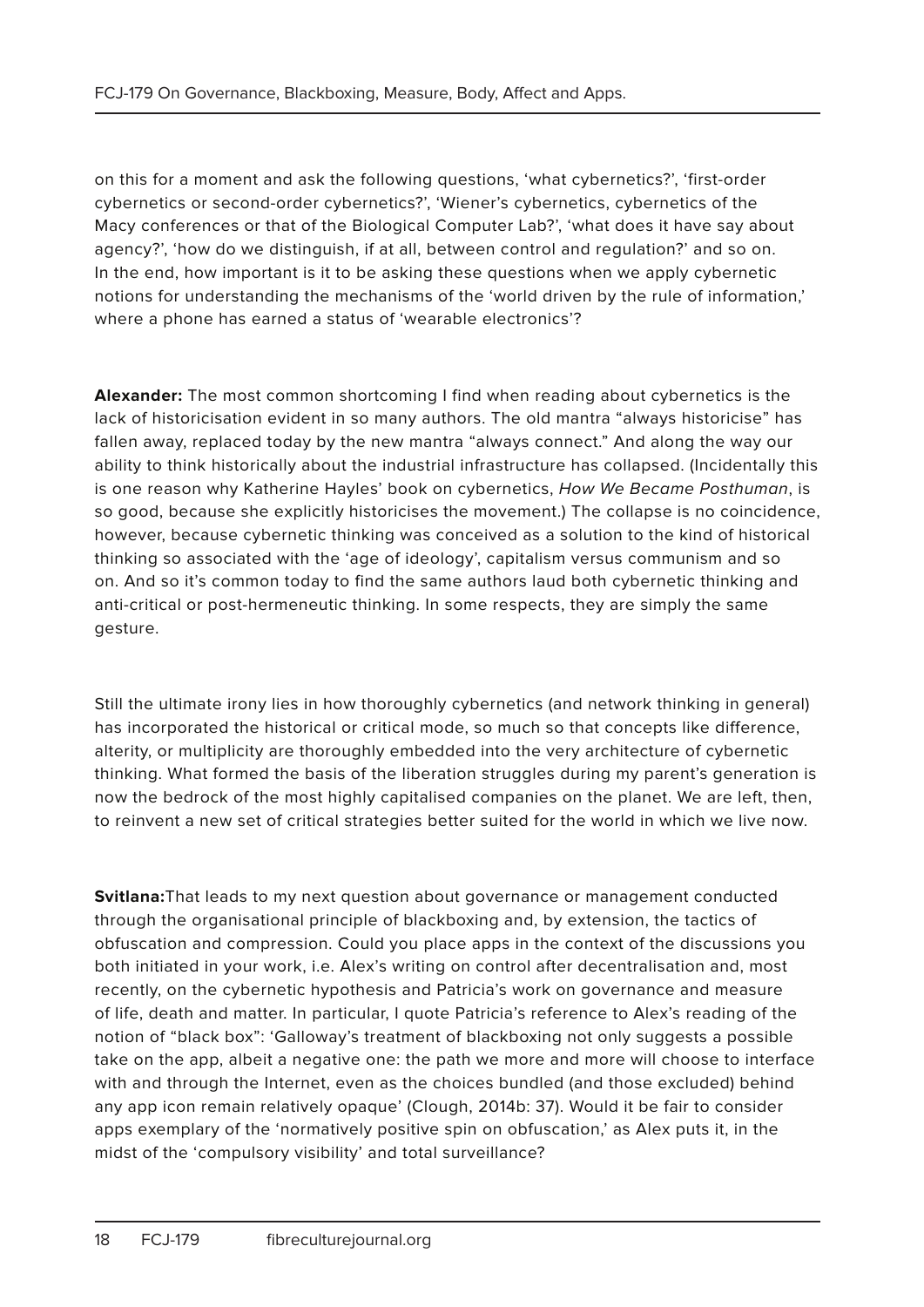on this for a moment and ask the following questions, 'what cybernetics?', 'first-order cybernetics or second-order cybernetics?', 'Wiener's cybernetics, cybernetics of the Macy conferences or that of the Biological Computer Lab?', 'what does it have say about agency?', 'how do we distinguish, if at all, between control and regulation?' and so on. In the end, how important is it to be asking these questions when we apply cybernetic notions for understanding the mechanisms of the 'world driven by the rule of information,' where a phone has earned a status of 'wearable electronics'?

**Alexander:** The most common shortcoming I find when reading about cybernetics is the lack of historicisation evident in so many authors. The old mantra "always historicise" has fallen away, replaced today by the new mantra "always connect." And along the way our ability to think historically about the industrial infrastructure has collapsed. (Incidentally this is one reason why Katherine Hayles' book on cybernetics, *How We Became Posthuman*, is so good, because she explicitly historicises the movement.) The collapse is no coincidence, however, because cybernetic thinking was conceived as a solution to the kind of historical thinking so associated with the 'age of ideology', capitalism versus communism and so on. And so it's common today to find the same authors laud both cybernetic thinking and anti-critical or post-hermeneutic thinking. In some respects, they are simply the same gesture.

Still the ultimate irony lies in how thoroughly cybernetics (and network thinking in general) has incorporated the historical or critical mode, so much so that concepts like difference, alterity, or multiplicity are thoroughly embedded into the very architecture of cybernetic thinking. What formed the basis of the liberation struggles during my parent's generation is now the bedrock of the most highly capitalised companies on the planet. We are left, then, to reinvent a new set of critical strategies better suited for the world in which we live now.

**Svitlana:**That leads to my next question about governance or management conducted through the organisational principle of blackboxing and, by extension, the tactics of obfuscation and compression. Could you place apps in the context of the discussions you both initiated in your work, i.e. Alex's writing on control after decentralisation and, most recently, on the cybernetic hypothesis and Patricia's work on governance and measure of life, death and matter. In particular, I quote Patricia's reference to Alex's reading of the notion of "black box": 'Galloway's treatment of blackboxing not only suggests a possible take on the app, albeit a negative one: the path we more and more will choose to interface with and through the Internet, even as the choices bundled (and those excluded) behind any app icon remain relatively opaque' (Clough, 2014b: 37). Would it be fair to consider apps exemplary of the 'normatively positive spin on obfuscation,' as Alex puts it, in the midst of the 'compulsory visibility' and total surveillance?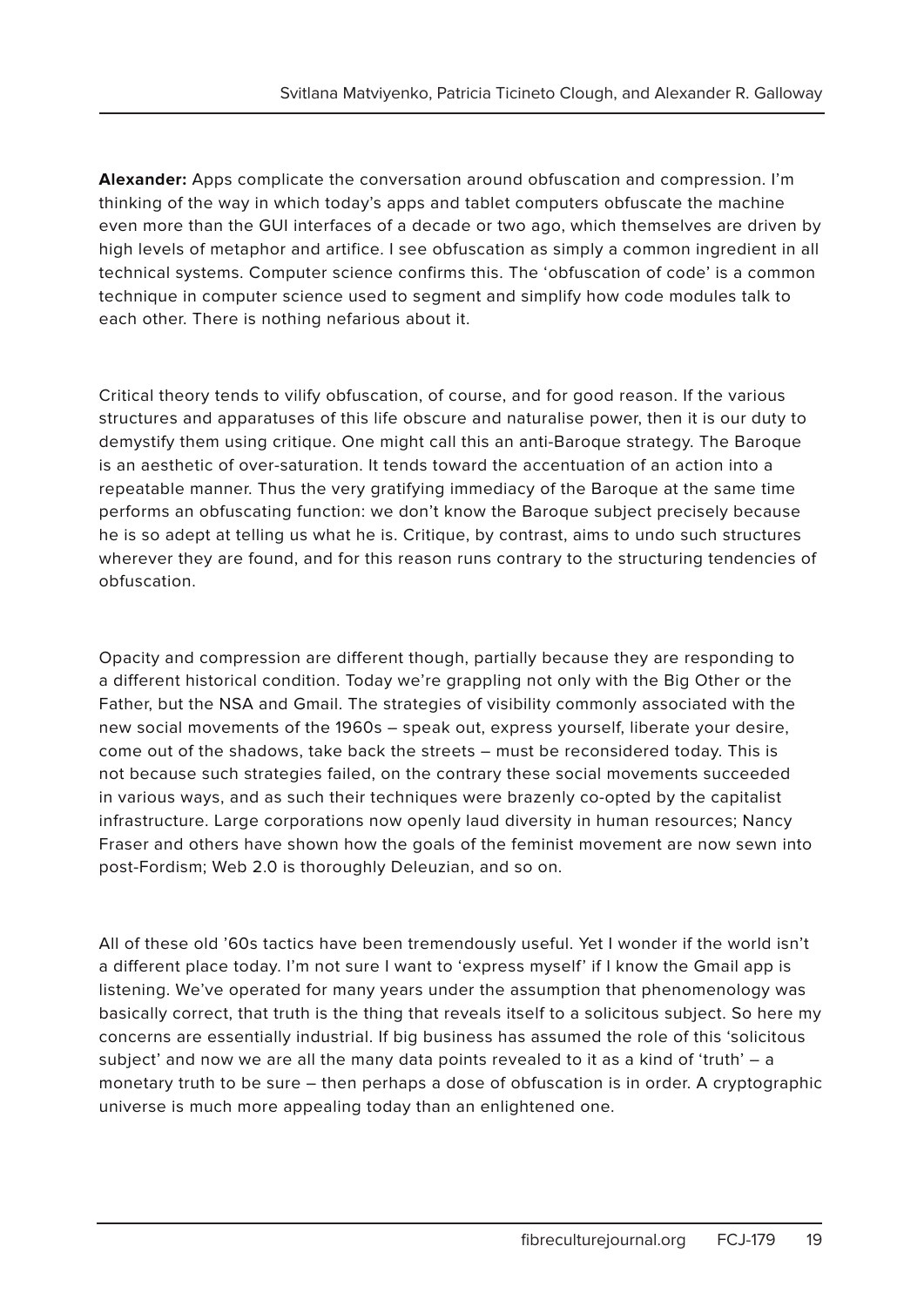**Alexander:** Apps complicate the conversation around obfuscation and compression. I'm thinking of the way in which today's apps and tablet computers obfuscate the machine even more than the GUI interfaces of a decade or two ago, which themselves are driven by high levels of metaphor and artifice. I see obfuscation as simply a common ingredient in all technical systems. Computer science confirms this. The 'obfuscation of code' is a common technique in computer science used to segment and simplify how code modules talk to each other. There is nothing nefarious about it.

Critical theory tends to vilify obfuscation, of course, and for good reason. If the various structures and apparatuses of this life obscure and naturalise power, then it is our duty to demystify them using critique. One might call this an anti-Baroque strategy. The Baroque is an aesthetic of over-saturation. It tends toward the accentuation of an action into a repeatable manner. Thus the very gratifying immediacy of the Baroque at the same time performs an obfuscating function: we don't know the Baroque subject precisely because he is so adept at telling us what he is. Critique, by contrast, aims to undo such structures wherever they are found, and for this reason runs contrary to the structuring tendencies of obfuscation.

Opacity and compression are different though, partially because they are responding to a different historical condition. Today we're grappling not only with the Big Other or the Father, but the NSA and Gmail. The strategies of visibility commonly associated with the new social movements of the 1960s – speak out, express yourself, liberate your desire, come out of the shadows, take back the streets – must be reconsidered today. This is not because such strategies failed, on the contrary these social movements succeeded in various ways, and as such their techniques were brazenly co-opted by the capitalist infrastructure. Large corporations now openly laud diversity in human resources; Nancy Fraser and others have shown how the goals of the feminist movement are now sewn into post-Fordism; Web 2.0 is thoroughly Deleuzian, and so on.

All of these old '60s tactics have been tremendously useful. Yet I wonder if the world isn't a different place today. I'm not sure I want to 'express myself' if I know the Gmail app is listening. We've operated for many years under the assumption that phenomenology was basically correct, that truth is the thing that reveals itself to a solicitous subject. So here my concerns are essentially industrial. If big business has assumed the role of this 'solicitous subject' and now we are all the many data points revealed to it as a kind of 'truth' – a monetary truth to be sure – then perhaps a dose of obfuscation is in order. A cryptographic universe is much more appealing today than an enlightened one.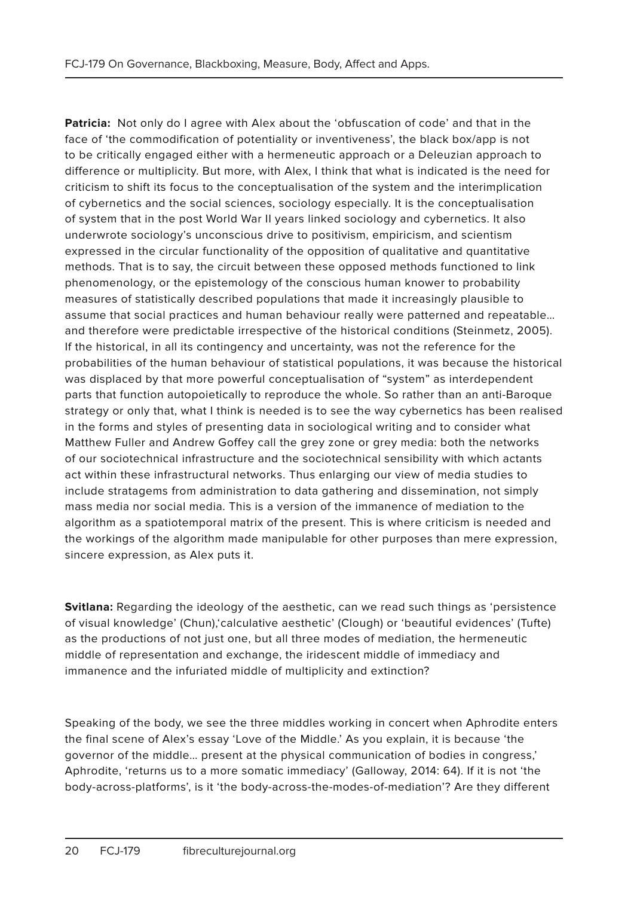**Patricia:** Not only do I agree with Alex about the 'obfuscation of code' and that in the face of 'the commodification of potentiality or inventiveness', the black box/app is not to be critically engaged either with a hermeneutic approach or a Deleuzian approach to difference or multiplicity. But more, with Alex, I think that what is indicated is the need for criticism to shift its focus to the conceptualisation of the system and the interimplication of cybernetics and the social sciences, sociology especially. It is the conceptualisation of system that in the post World War II years linked sociology and cybernetics. It also underwrote sociology's unconscious drive to positivism, empiricism, and scientism expressed in the circular functionality of the opposition of qualitative and quantitative methods. That is to say, the circuit between these opposed methods functioned to link phenomenology, or the epistemology of the conscious human knower to probability measures of statistically described populations that made it increasingly plausible to assume that social practices and human behaviour really were patterned and repeatable... and therefore were predictable irrespective of the historical conditions (Steinmetz, 2005). If the historical, in all its contingency and uncertainty, was not the reference for the probabilities of the human behaviour of statistical populations, it was because the historical was displaced by that more powerful conceptualisation of "system" as interdependent parts that function autopoietically to reproduce the whole. So rather than an anti-Baroque strategy or only that, what I think is needed is to see the way cybernetics has been realised in the forms and styles of presenting data in sociological writing and to consider what Matthew Fuller and Andrew Goffey call the grey zone or grey media: both the networks of our sociotechnical infrastructure and the sociotechnical sensibility with which actants act within these infrastructural networks. Thus enlarging our view of media studies to include stratagems from administration to data gathering and dissemination, not simply mass media nor social media. This is a version of the immanence of mediation to the algorithm as a spatiotemporal matrix of the present. This is where criticism is needed and the workings of the algorithm made manipulable for other purposes than mere expression, sincere expression, as Alex puts it.

**Svitlana:** Regarding the ideology of the aesthetic, can we read such things as 'persistence of visual knowledge' (Chun),'calculative aesthetic' (Clough) or 'beautiful evidences' (Tufte) as the productions of not just one, but all three modes of mediation, the hermeneutic middle of representation and exchange, the iridescent middle of immediacy and immanence and the infuriated middle of multiplicity and extinction?

Speaking of the body, we see the three middles working in concert when Aphrodite enters the final scene of Alex's essay 'Love of the Middle.' As you explain, it is because 'the governor of the middle... present at the physical communication of bodies in congress,' Aphrodite, 'returns us to a more somatic immediacy' (Galloway, 2014: 64). If it is not 'the body-across-platforms', is it 'the body-across-the-modes-of-mediation'? Are they different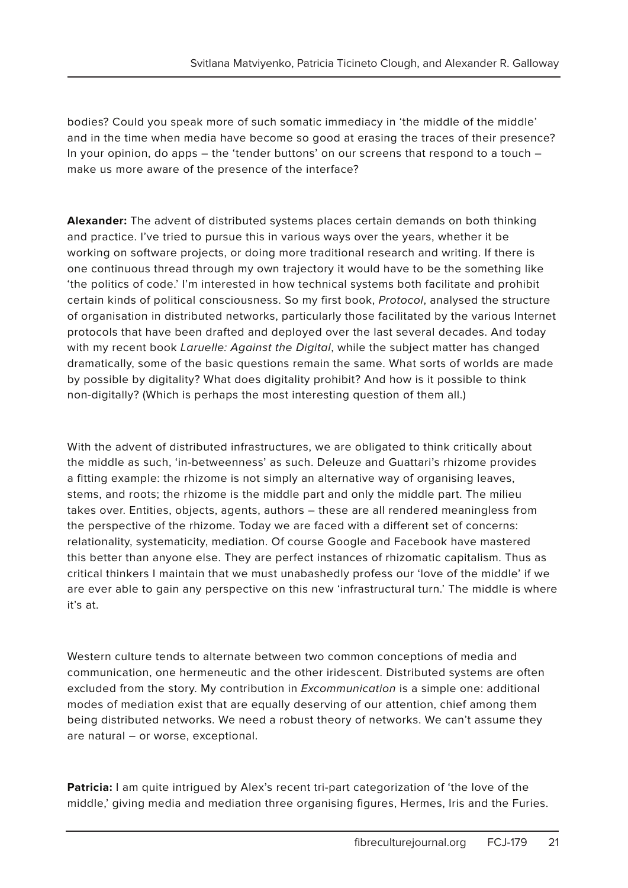bodies? Could you speak more of such somatic immediacy in 'the middle of the middle' and in the time when media have become so good at erasing the traces of their presence? In your opinion, do apps – the 'tender buttons' on our screens that respond to a touch – make us more aware of the presence of the interface?

**Alexander:** The advent of distributed systems places certain demands on both thinking and practice. I've tried to pursue this in various ways over the years, whether it be working on software projects, or doing more traditional research and writing. If there is one continuous thread through my own trajectory it would have to be the something like 'the politics of code.' I'm interested in how technical systems both facilitate and prohibit certain kinds of political consciousness. So my first book, *Protocol*, analysed the structure of organisation in distributed networks, particularly those facilitated by the various Internet protocols that have been drafted and deployed over the last several decades. And today with my recent book *Laruelle: Against the Digital*, while the subject matter has changed dramatically, some of the basic questions remain the same. What sorts of worlds are made by possible by digitality? What does digitality prohibit? And how is it possible to think non-digitally? (Which is perhaps the most interesting question of them all.)

With the advent of distributed infrastructures, we are obligated to think critically about the middle as such, 'in-betweenness' as such. Deleuze and Guattari's rhizome provides a fitting example: the rhizome is not simply an alternative way of organising leaves, stems, and roots; the rhizome is the middle part and only the middle part. The milieu takes over. Entities, objects, agents, authors – these are all rendered meaningless from the perspective of the rhizome. Today we are faced with a different set of concerns: relationality, systematicity, mediation. Of course Google and Facebook have mastered this better than anyone else. They are perfect instances of rhizomatic capitalism. Thus as critical thinkers I maintain that we must unabashedly profess our 'love of the middle' if we are ever able to gain any perspective on this new 'infrastructural turn.' The middle is where it's at.

Western culture tends to alternate between two common conceptions of media and communication, one hermeneutic and the other iridescent. Distributed systems are often excluded from the story. My contribution in *Excommunication* is a simple one: additional modes of mediation exist that are equally deserving of our attention, chief among them being distributed networks. We need a robust theory of networks. We can't assume they are natural – or worse, exceptional.

**Patricia:** I am quite intrigued by Alex's recent tri-part categorization of 'the love of the middle,' giving media and mediation three organising figures, Hermes, Iris and the Furies.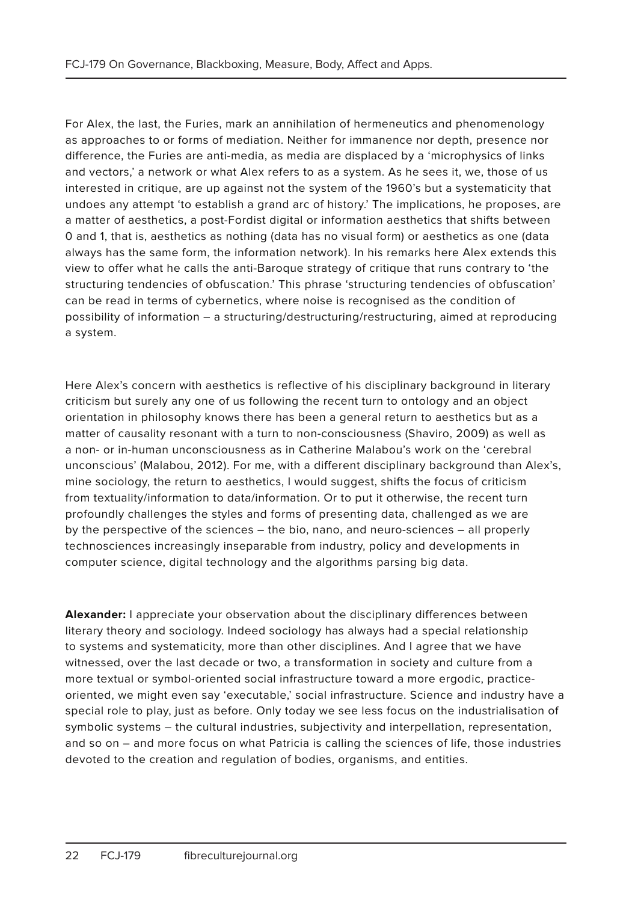For Alex, the last, the Furies, mark an annihilation of hermeneutics and phenomenology as approaches to or forms of mediation. Neither for immanence nor depth, presence nor difference, the Furies are anti-media, as media are displaced by a 'microphysics of links and vectors,' a network or what Alex refers to as a system. As he sees it, we, those of us interested in critique, are up against not the system of the 1960's but a systematicity that undoes any attempt 'to establish a grand arc of history.' The implications, he proposes, are a matter of aesthetics, a post-Fordist digital or information aesthetics that shifts between 0 and 1, that is, aesthetics as nothing (data has no visual form) or aesthetics as one (data always has the same form, the information network). In his remarks here Alex extends this view to offer what he calls the anti-Baroque strategy of critique that runs contrary to 'the structuring tendencies of obfuscation.' This phrase 'structuring tendencies of obfuscation' can be read in terms of cybernetics, where noise is recognised as the condition of possibility of information – a structuring/destructuring/restructuring, aimed at reproducing a system.

Here Alex's concern with aesthetics is reflective of his disciplinary background in literary criticism but surely any one of us following the recent turn to ontology and an object orientation in philosophy knows there has been a general return to aesthetics but as a matter of causality resonant with a turn to non-consciousness (Shaviro, 2009) as well as a non- or in-human unconsciousness as in Catherine Malabou's work on the 'cerebral unconscious' (Malabou, 2012). For me, with a different disciplinary background than Alex's, mine sociology, the return to aesthetics, I would suggest, shifts the focus of criticism from textuality/information to data/information. Or to put it otherwise, the recent turn profoundly challenges the styles and forms of presenting data, challenged as we are by the perspective of the sciences – the bio, nano, and neuro-sciences – all properly technosciences increasingly inseparable from industry, policy and developments in computer science, digital technology and the algorithms parsing big data.

**Alexander:** I appreciate your observation about the disciplinary differences between literary theory and sociology. Indeed sociology has always had a special relationship to systems and systematicity, more than other disciplines. And I agree that we have witnessed, over the last decade or two, a transformation in society and culture from a more textual or symbol-oriented social infrastructure toward a more ergodic, practice-oriented, we might even say 'executable,' social infrastructure. Science and industry have a special role to play, just as before. Only today we see less focus on the industrialisation of symbolic systems – the cultural industries, subjectivity and interpellation, representation, and so on – and more focus on what Patricia is calling the sciences of life, those industries devoted to the creation and regulation of bodies, organisms, and entities.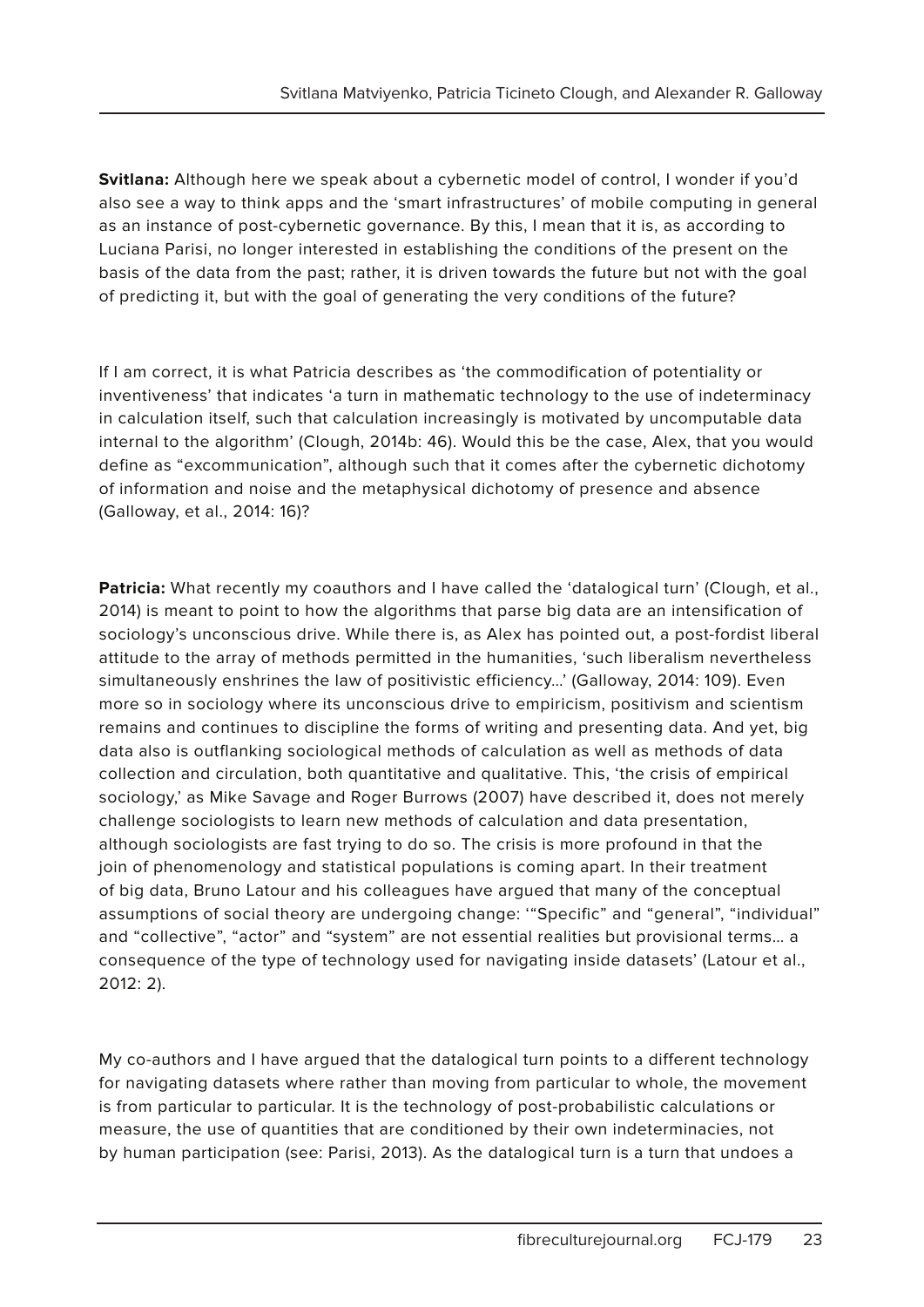**Svitlana:** Although here we speak about a cybernetic model of control, I wonder if you'd also see a way to think apps and the 'smart infrastructures' of mobile computing in general as an instance of post-cybernetic governance. By this, I mean that it is, as according to Luciana Parisi, no longer interested in establishing the conditions of the present on the basis of the data from the past; rather, it is driven towards the future but not with the goal of predicting it, but with the goal of generating the very conditions of the future?

If I am correct, it is what Patricia describes as 'the commodification of potentiality or inventiveness' that indicates 'a turn in mathematic technology to the use of indeterminacy in calculation itself, such that calculation increasingly is motivated by uncomputable data internal to the algorithm' (Clough, 2014b: 46). Would this be the case, Alex, that you would define as "excommunication", although such that it comes after the cybernetic dichotomy of information and noise and the metaphysical dichotomy of presence and absence (Galloway, et al., 2014: 16)?

**Patricia:** What recently my coauthors and I have called the 'datalogical turn' (Clough, et al., 2014) is meant to point to how the algorithms that parse big data are an intensification of sociology's unconscious drive. While there is, as Alex has pointed out, a post-fordist liberal attitude to the array of methods permitted in the humanities, 'such liberalism nevertheless simultaneously enshrines the law of positivistic efficiency…' (Galloway, 2014: 109). Even more so in sociology where its unconscious drive to empiricism, positivism and scientism remains and continues to discipline the forms of writing and presenting data. And yet, big data also is outflanking sociological methods of calculation as well as methods of data collection and circulation, both quantitative and qualitative. This, 'the crisis of empirical sociology,' as Mike Savage and Roger Burrows (2007) have described it, does not merely challenge sociologists to learn new methods of calculation and data presentation, although sociologists are fast trying to do so. The crisis is more profound in that the join of phenomenology and statistical populations is coming apart. In their treatment of big data, Bruno Latour and his colleagues have argued that many of the conceptual assumptions of social theory are undergoing change: '"Specific" and "general", "individual" and "collective", "actor" and "system" are not essential realities but provisional terms… a consequence of the type of technology used for navigating inside datasets' (Latour et al., 2012: 2).

My co-authors and I have argued that the datalogical turn points to a different technology for navigating datasets where rather than moving from particular to whole, the movement is from particular to particular. It is the technology of post-probabilistic calculations or measure, the use of quantities that are conditioned by their own indeterminacies, not by human participation (see: Parisi, 2013). As the datalogical turn is a turn that undoes a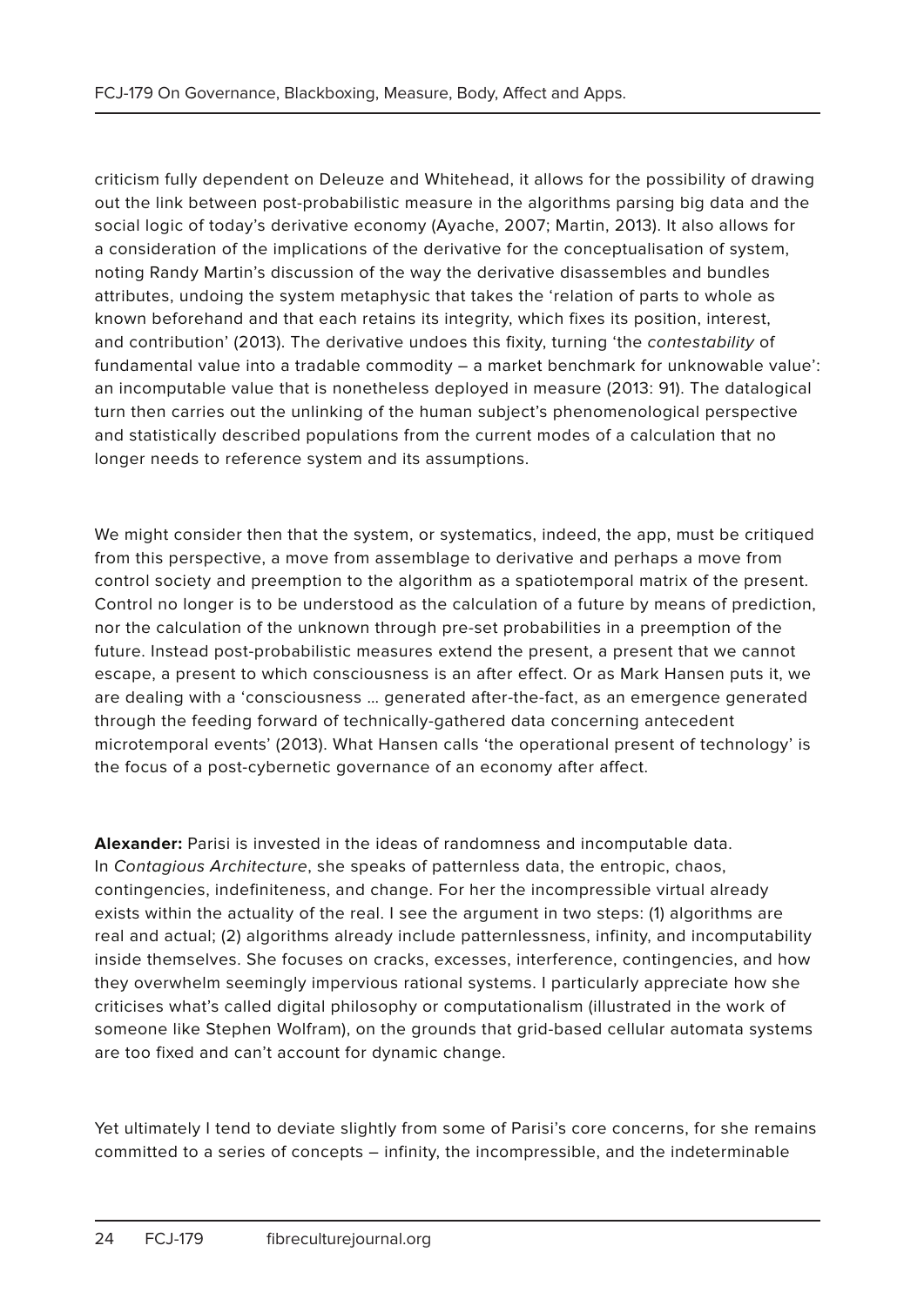criticism fully dependent on Deleuze and Whitehead, it allows for the possibility of drawing out the link between post-probabilistic measure in the algorithms parsing big data and the social logic of today's derivative economy (Ayache, 2007; Martin, 2013). It also allows for a consideration of the implications of the derivative for the conceptualisation of system, noting Randy Martin's discussion of the way the derivative disassembles and bundles attributes, undoing the system metaphysic that takes the 'relation of parts to whole as known beforehand and that each retains its integrity, which fixes its position, interest, and contribution' (2013). The derivative undoes this fixity, turning 'the *contestability* of fundamental value into a tradable commodity – a market benchmark for unknowable value': an incomputable value that is nonetheless deployed in measure (2013: 91). The datalogical turn then carries out the unlinking of the human subject's phenomenological perspective and statistically described populations from the current modes of a calculation that no longer needs to reference system and its assumptions.

We might consider then that the system, or systematics, indeed, the app, must be critiqued from this perspective, a move from assemblage to derivative and perhaps a move from control society and preemption to the algorithm as a spatiotemporal matrix of the present. Control no longer is to be understood as the calculation of a future by means of prediction, nor the calculation of the unknown through pre-set probabilities in a preemption of the future. Instead post-probabilistic measures extend the present, a present that we cannot escape, a present to which consciousness is an after effect. Or as Mark Hansen puts it, we are dealing with a 'consciousness … generated after-the-fact, as an emergence generated through the feeding forward of technically-gathered data concerning antecedent microtemporal events' (2013). What Hansen calls 'the operational present of technology' is the focus of a post-cybernetic governance of an economy after affect.

**Alexander:** Parisi is invested in the ideas of randomness and incomputable data. In *Contagious Architecture*, she speaks of patternless data, the entropic, chaos, contingencies, indefiniteness, and change. For her the incompressible virtual already exists within the actuality of the real. I see the argument in two steps: (1) algorithms are real and actual; (2) algorithms already include patternlessness, infinity, and incomputability inside themselves. She focuses on cracks, excesses, interference, contingencies, and how they overwhelm seemingly impervious rational systems. I particularly appreciate how she criticises what's called digital philosophy or computationalism (illustrated in the work of someone like Stephen Wolfram), on the grounds that grid-based cellular automata systems are too fixed and can't account for dynamic change.

Yet ultimately I tend to deviate slightly from some of Parisi's core concerns, for she remains committed to a series of concepts – infinity, the incompressible, and the indeterminable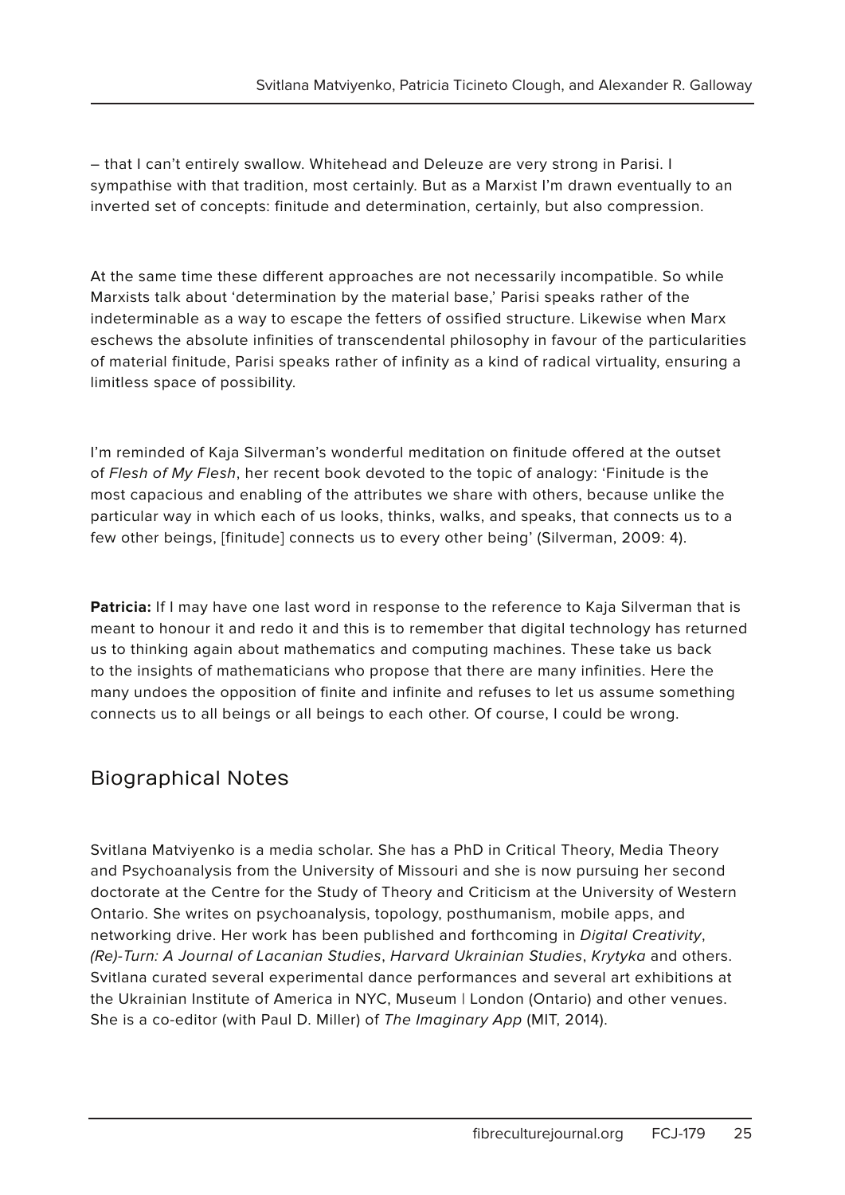– that I can't entirely swallow. Whitehead and Deleuze are very strong in Parisi. I sympathise with that tradition, most certainly. But as a Marxist I'm drawn eventually to an inverted set of concepts: finitude and determination, certainly, but also compression.

At the same time these different approaches are not necessarily incompatible. So while Marxists talk about 'determination by the material base,' Parisi speaks rather of the indeterminable as a way to escape the fetters of ossified structure. Likewise when Marx eschews the absolute infinities of transcendental philosophy in favour of the particularities of material finitude, Parisi speaks rather of infinity as a kind of radical virtuality, ensuring a limitless space of possibility.

I'm reminded of Kaja Silverman's wonderful meditation on finitude offered at the outset of *Flesh of My Flesh*, her recent book devoted to the topic of analogy: 'Finitude is the most capacious and enabling of the attributes we share with others, because unlike the particular way in which each of us looks, thinks, walks, and speaks, that connects us to a few other beings, [finitude] connects us to every other being' (Silverman, 2009: 4).

**Patricia:** If I may have one last word in response to the reference to Kaja Silverman that is meant to honour it and redo it and this is to remember that digital technology has returned us to thinking again about mathematics and computing machines. These take us back to the insights of mathematicians who propose that there are many infinities. Here the many undoes the opposition of finite and infinite and refuses to let us assume something connects us to all beings or all beings to each other. Of course, I could be wrong.

## Biographical Notes

Svitlana Matviyenko is a media scholar. She has a PhD in Critical Theory, Media Theory and Psychoanalysis from the University of Missouri and she is now pursuing her second doctorate at the Centre for the Study of Theory and Criticism at the University of Western Ontario. She writes on psychoanalysis, topology, posthumanism, mobile apps, and networking drive. Her work has been published and forthcoming in *Digital Creativity*, *(Re)-Turn: A Journal of Lacanian Studies*, *Harvard Ukrainian Studies*, *Krytyka* and others. Svitlana curated several experimental dance performances and several art exhibitions at the Ukrainian Institute of America in NYC, Museum | London (Ontario) and other venues. She is a co-editor (with Paul D. Miller) of *The Imaginary App* (MIT, 2014).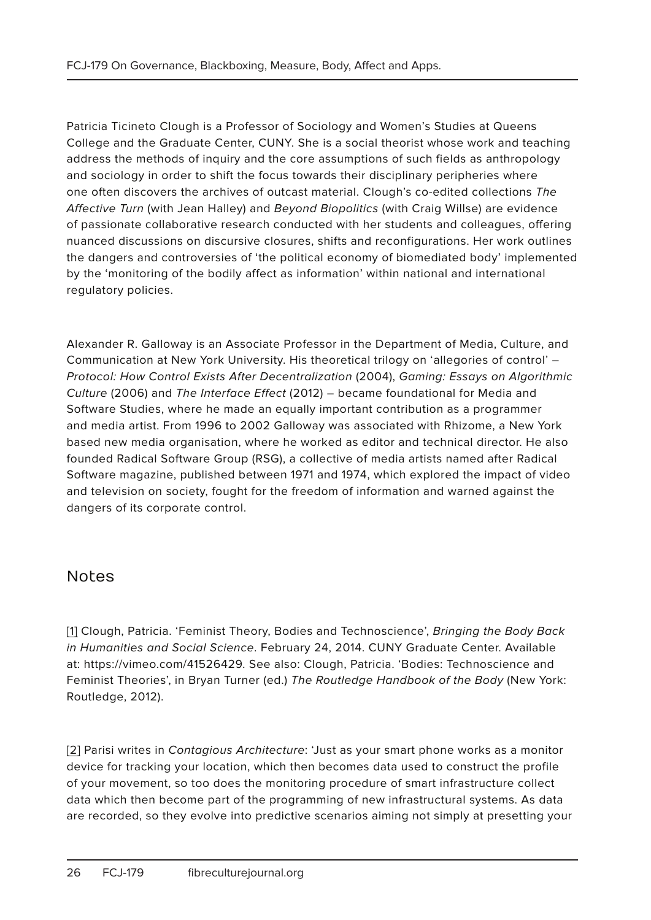Patricia Ticineto Clough is a Professor of Sociology and Women's Studies at Queens College and the Graduate Center, CUNY. She is a social theorist whose work and teaching address the methods of inquiry and the core assumptions of such fields as anthropology and sociology in order to shift the focus towards their disciplinary peripheries where one often discovers the archives of outcast material. Clough's co-edited collections *The Affective Turn* (with Jean Halley) and *Beyond Biopolitics* (with Craig Willse) are evidence of passionate collaborative research conducted with her students and colleagues, offering nuanced discussions on discursive closures, shifts and reconfigurations. Her work outlines the dangers and controversies of 'the political economy of biomediated body' implemented by the 'monitoring of the bodily affect as information' within national and international regulatory policies.

Alexander R. Galloway is an Associate Professor in the Department of Media, Culture, and Communication at New York University. His theoretical trilogy on 'allegories of control' – *Protocol: How Control Exists After Decentralization* (2004), *Gaming: Essays on Algorithmic Culture* (2006) and *The Interface Effect* (2012) – became foundational for Media and Software Studies, where he made an equally important contribution as a programmer and media artist. From 1996 to 2002 Galloway was associated with Rhizome, a New York based new media organisation, where he worked as editor and technical director. He also founded Radical Software Group (RSG), a collective of media artists named after Radical Software magazine, published between 1971 and 1974, which explored the impact of video and television on society, fought for the freedom of information and warned against the dangers of its corporate control.

## Notes

[1] Clough, Patricia. 'Feminist Theory, Bodies and Technoscience', *Bringing the Body Back in Humanities and Social Science*. February 24, 2014. CUNY Graduate Center. Available at: https://vimeo.com/41526429. See also: Clough, Patricia. 'Bodies: Technoscience and Feminist Theories', in Bryan Turner (ed.) *The Routledge Handbook of the Body* (New York: Routledge, 2012).

[2] Parisi writes in *Contagious Architecture*: 'Just as your smart phone works as a monitor device for tracking your location, which then becomes data used to construct the profile of your movement, so too does the monitoring procedure of smart infrastructure collect data which then become part of the programming of new infrastructural systems. As data are recorded, so they evolve into predictive scenarios aiming not simply at presetting your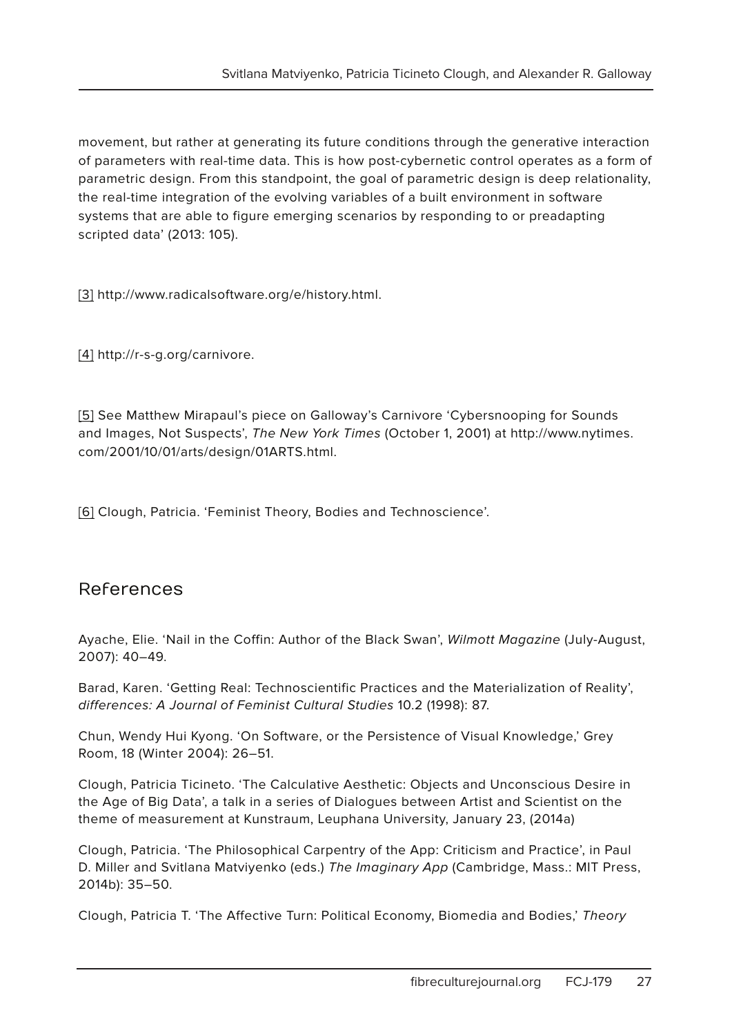movement, but rather at generating its future conditions through the generative interaction of parameters with real-time data. This is how post-cybernetic control operates as a form of parametric design. From this standpoint, the goal of parametric design is deep relationality, the real-time integration of the evolving variables of a built environment in software systems that are able to figure emerging scenarios by responding to or preadapting scripted data' (2013: 105).

[3] http://www.radicalsoftware.org/e/history.html.

[4] http://r-s-g.org/carnivore.

[5] See Matthew Mirapaul's piece on Galloway's Carnivore 'Cybersnooping for Sounds and Images, Not Suspects', *The New York Times* (October 1, 2001) at http://www.nytimes.com/2001/10/01/arts/design/01ARTS.html.

[6] Clough, Patricia. 'Feminist Theory, Bodies and Technoscience'.

## References

Ayache, Elie. 'Nail in the Coffin: Author of the Black Swan', *Wilmott Magazine* (July-August, 2007): 40–49.

Barad, Karen. 'Getting Real: Technoscientific Practices and the Materialization of Reality', *differences: A Journal of Feminist Cultural Studies* 10.2 (1998): 87.

Chun, Wendy Hui Kyong. 'On Software, or the Persistence of Visual Knowledge,' Grey Room, 18 (Winter 2004): 26–51.

Clough, Patricia Ticineto. 'The Calculative Aesthetic: Objects and Unconscious Desire in the Age of Big Data', a talk in a series of Dialogues between Artist and Scientist on the theme of measurement at Kunstraum, Leuphana University, January 23, (2014a)

Clough, Patricia. 'The Philosophical Carpentry of the App: Criticism and Practice', in Paul D. Miller and Svitlana Matviyenko (eds.) *The Imaginary App* (Cambridge, Mass.: MIT Press, 2014b): 35–50.

Clough, Patricia T. 'The Affective Turn: Political Economy, Biomedia and Bodies,' *Theory*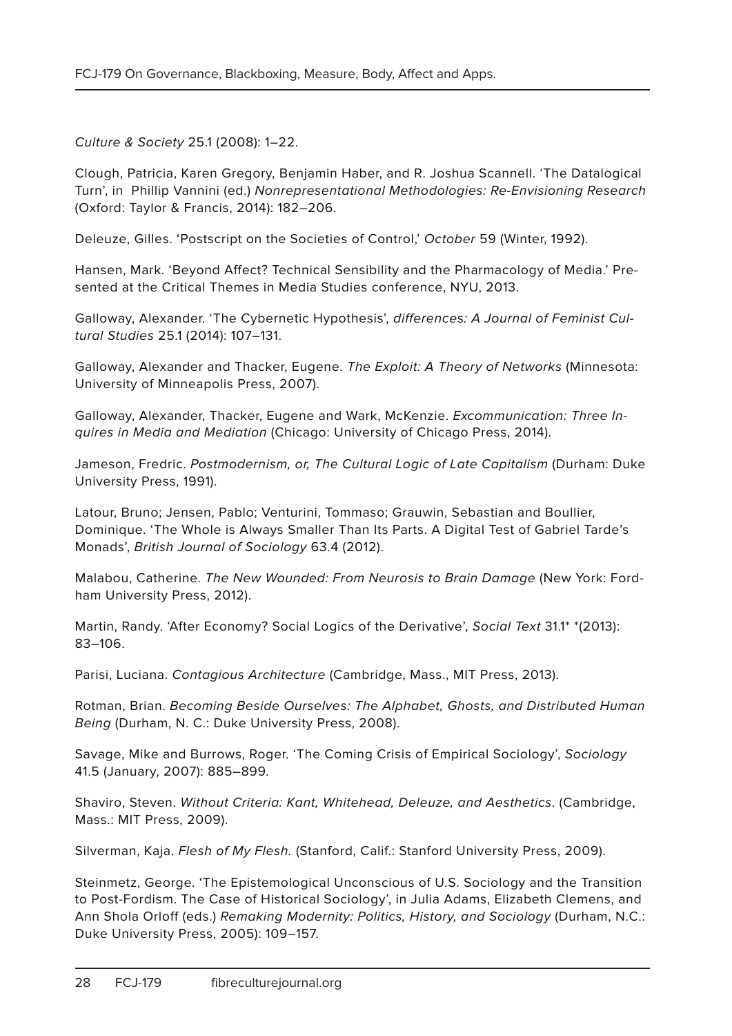*Culture & Society* 25.1 (2008): 1–22.

Clough, Patricia, Karen Gregory, Benjamin Haber, and R. Joshua Scannell. 'The Datalogical Turn', in Phillip Vannini (ed.) *Nonrepresentational Methodologies: Re-Envisioning Research* (Oxford: Taylor & Francis, 2014): 182–206.

Deleuze, Gilles. 'Postscript on the Societies of Control,' *October* 59 (Winter, 1992).

Hansen, Mark. 'Beyond Affect? Technical Sensibility and the Pharmacology of Media.' Presented at the Critical Themes in Media Studies conference, NYU, 2013.

Galloway, Alexander. 'The Cybernetic Hypothesis', *differences: A Journal of Feminist Cultural Studies* 25.1 (2014): 107–131.

Galloway, Alexander and Thacker, Eugene. *The Exploit: A Theory of Networks* (Minnesota: University of Minneapolis Press, 2007).

Galloway, Alexander, Thacker, Eugene and Wark, McKenzie. *Excommunication: Three Inquires in Media and Mediation* (Chicago: University of Chicago Press, 2014).

Jameson, Fredric. *Postmodernism, or, The Cultural Logic of Late Capitalism* (Durham: Duke University Press, 1991).

Latour, Bruno; Jensen, Pablo; Venturini, Tommaso; Grauwin, Sebastian and Boullier, Dominique. 'The Whole is Always Smaller Than Its Parts. A Digital Test of Gabriel Tarde's Monads', *British Journal of Sociology* 63.4 (2012).

Malabou, Catherine. *The New Wounded: From Neurosis to Brain Damage* (New York: Fordham University Press, 2012).

Martin, Randy. 'After Economy? Social Logics of the Derivative', *Social Text* 31.1* *(2013): 83–106.

Parisi, Luciana. *Contagious Architecture* (Cambridge, Mass., MIT Press, 2013).

Rotman, Brian. *Becoming Beside Ourselves: The Alphabet, Ghosts, and Distributed Human Being* (Durham, N. C.: Duke University Press, 2008).

Savage, Mike and Burrows, Roger. 'The Coming Crisis of Empirical Sociology', *Sociology* 41.5 (January, 2007): 885–899.

Shaviro, Steven. *Without Criteria: Kant, Whitehead, Deleuze, and Aesthetics*. (Cambridge, Mass.: MIT Press, 2009).

Silverman, Kaja. *Flesh of My Flesh.* (Stanford, Calif.: Stanford University Press, 2009).

Steinmetz, George. 'The Epistemological Unconscious of U.S. Sociology and the Transition to Post-Fordism. The Case of Historical Sociology', in Julia Adams, Elizabeth Clemens, and Ann Shola Orloff (eds.) *Remaking Modernity: Politics, History, and Sociology* (Durham, N.C.: Duke University Press, 2005): 109–157.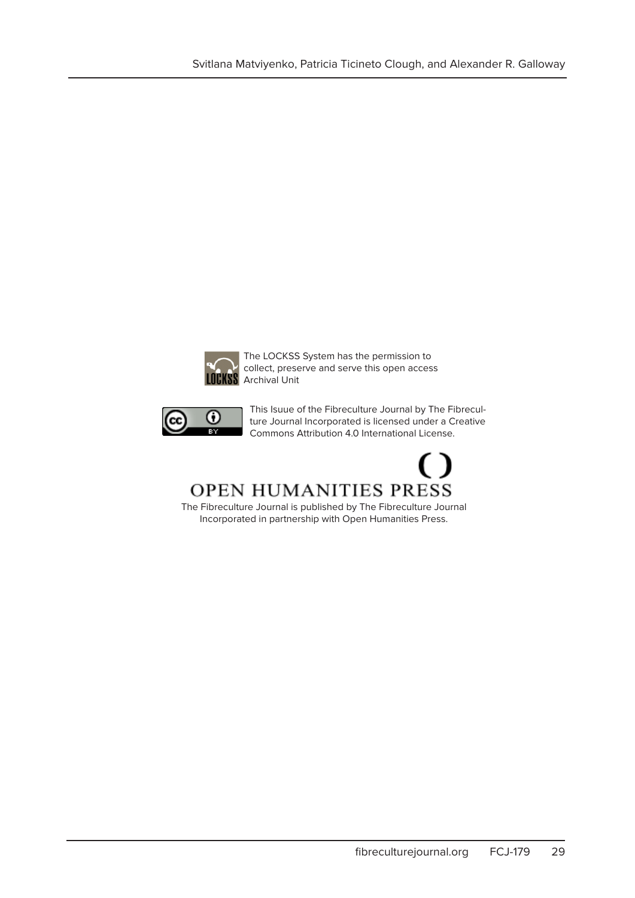The LOCKSS System has the permission to collect, preserve and serve this open access Archival Unit

This Isuue of the Fibreculture Journal by The Fibreculture Journal Incorporated is licensed under a Creative Commons Attribution 4.0 International License.

OPEN HUMANITIES PRESS

The Fibreculture Journal is published by The Fibreculture Journal Incorporated in partnership with Open Humanities Press.